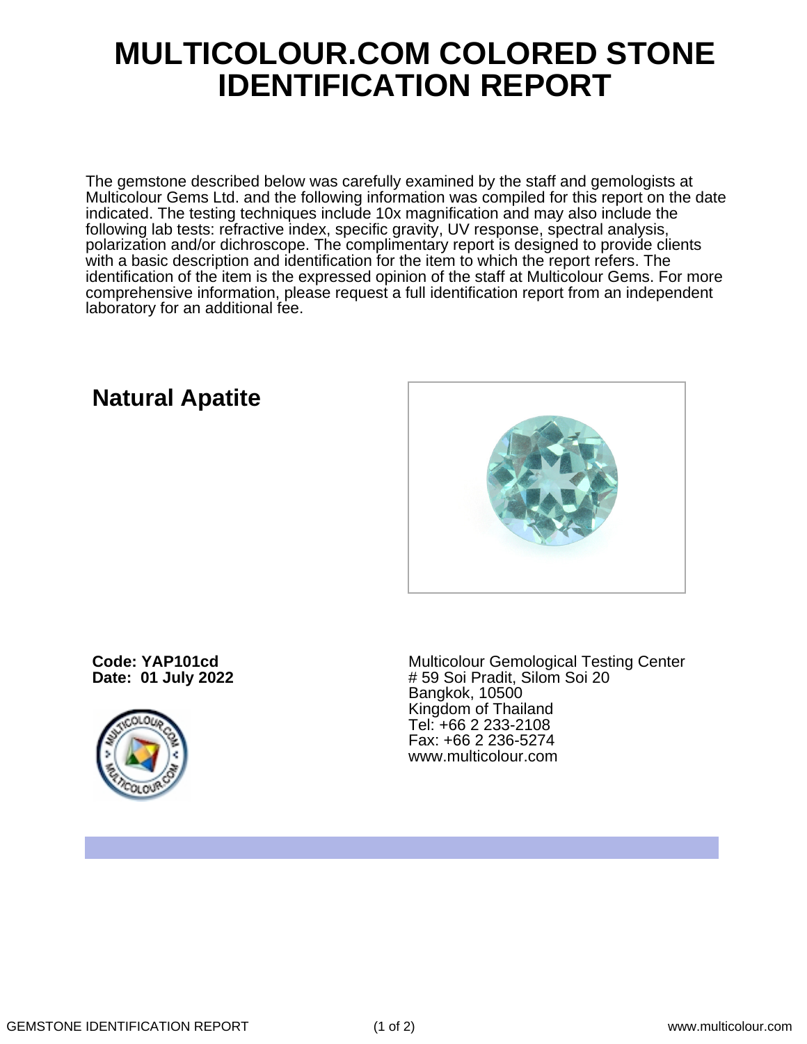# MULTICOLOUR.COM COLORED STONE IDENTIFICATION REPORT

The gemstone described below was carefully examined by the staff and gemologists at Multicolour Gems Ltd. and the following information was compiled for this report on the date indicated. The testing techniques include 10x magnification and may also include the following lab tests: refractive index, specific gravity, UV response, spectral analysis, polarization and/or dichroscope. The complimentary report is designed to provide clients with a basic description and identification for the item to which the report refers. The identification of the item is the expressed opinion of the staff at Multicolour Gems. For more comprehensive information, please request a full identification report from an independent laboratory for an additional fee.

## Natural Apatite

**Code: YAP101cd**
**Date: 01 July 2022**

Multicolour Gemological Testing Center
# 59 Soi Pradit, Silom Soi 20
Bangkok, 10500
Kingdom of Thailand
Tel: +66 2 233-2108
Fax: +66 2 236-5274
www.multicolour.com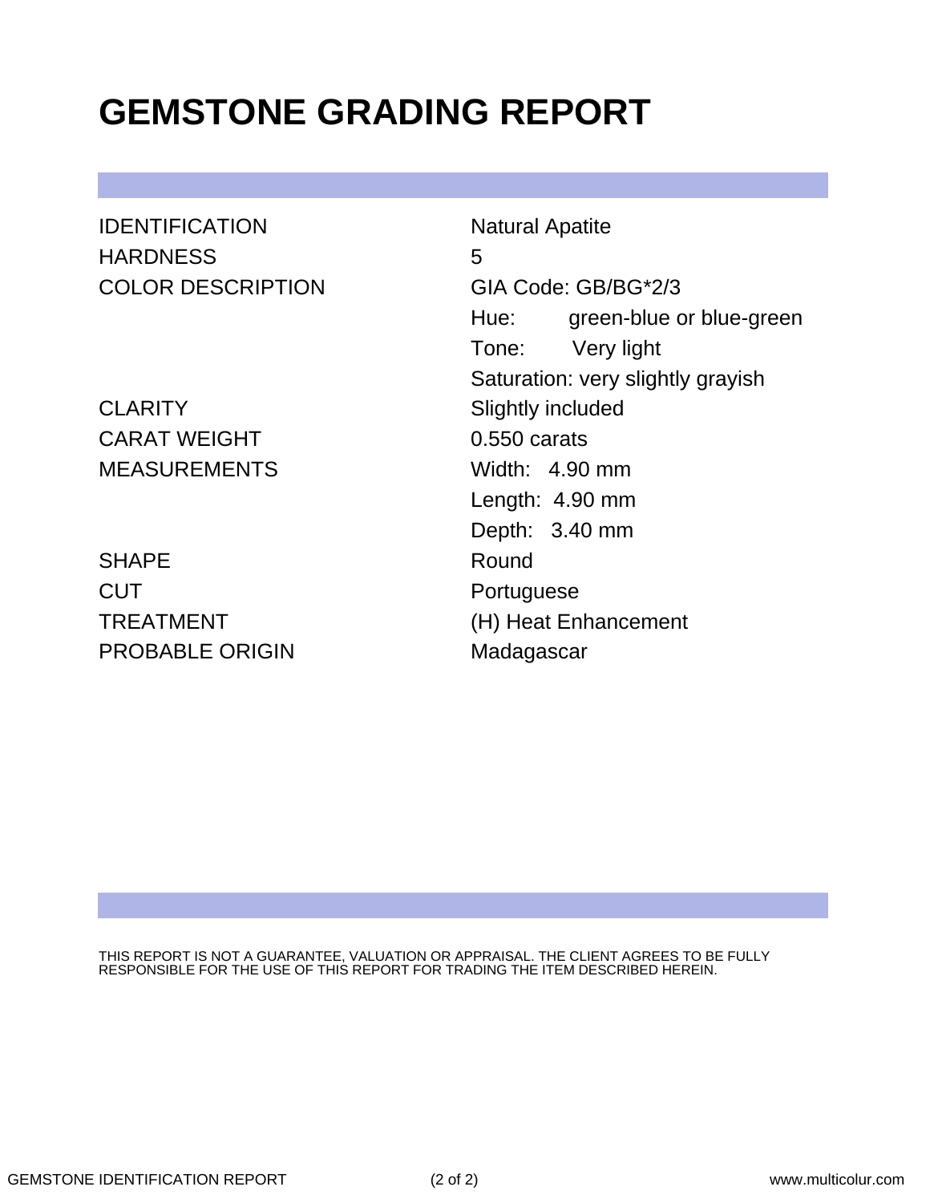# GEMSTONE GRADING REPORT

| | |
|---|---|
| IDENTIFICATION | Natural Apatite |
| HARDNESS | 5 |
| COLOR DESCRIPTION | GIA Code: GB/BG*2/3 |
| | Hue: green-blue or blue-green |
| | Tone: Very light |
| | Saturation: very slightly grayish |
| CLARITY | Slightly included |
| CARAT WEIGHT | 0.550 carats |
| MEASUREMENTS | Width: 4.90 mm |
| | Length: 4.90 mm |
| | Depth: 3.40 mm |
| SHAPE | Round |
| CUT | Portuguese |
| TREATMENT | (H) Heat Enhancement |
| PROBABLE ORIGIN | Madagascar |

THIS REPORT IS NOT A GUARANTEE, VALUATION OR APPRAISAL. THE CLIENT AGREES TO BE FULLY RESPONSIBLE FOR THE USE OF THIS REPORT FOR TRADING THE ITEM DESCRIBED HEREIN.